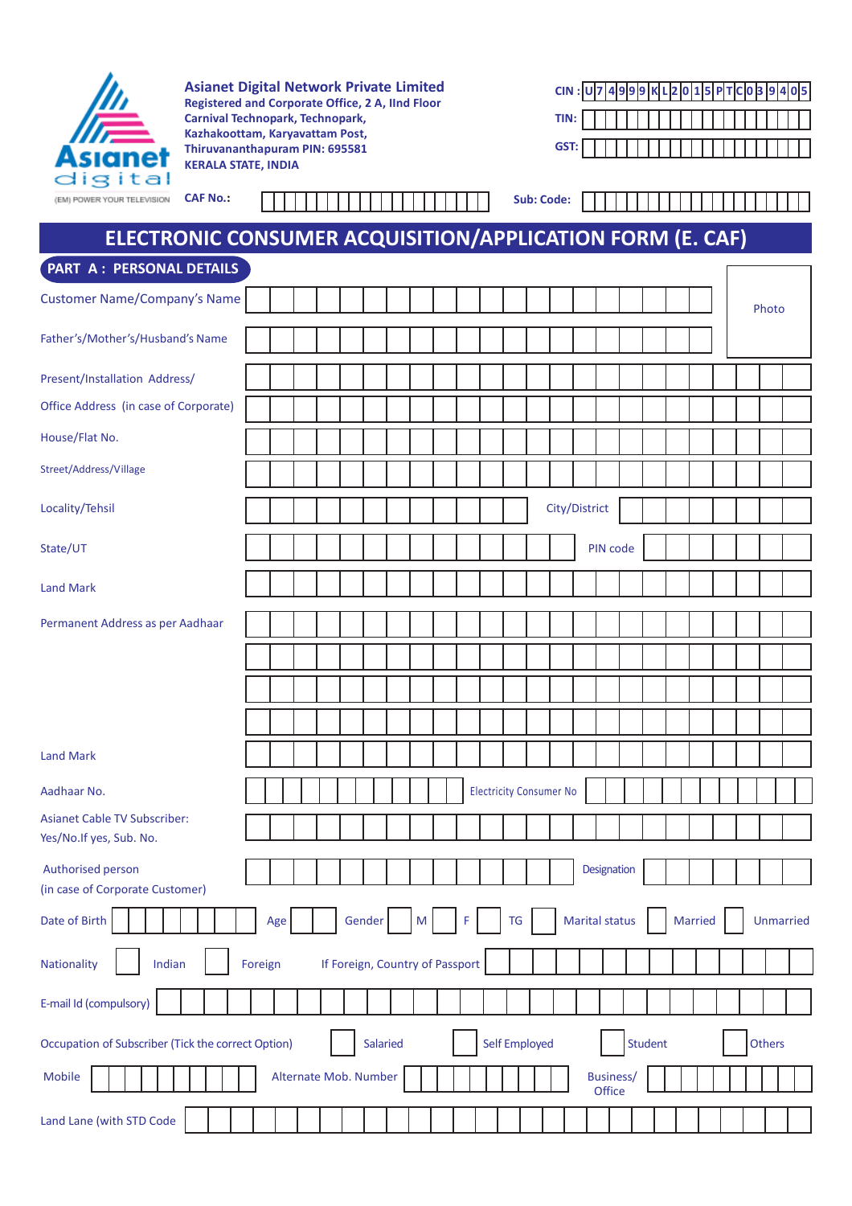Asianet digital

(EM) POWER YOUR TELEVISION

**Asianet Digital Network Private Limited**
**Registered and Corporate Office, 2 A, IInd Floor**
**Carnival Technopark, Technopark,**
**Kazhakoottam, Karyavattam Post,**
**Thiruvananthapuram PIN: 695581**
**KERALA STATE, INDIA**

**CIN :** U74999KL2015PTC039405

**TIN:**

**GST:**

**CAF No.:**

**Sub: Code:**

# ELECTRONIC CONSUMER ACQUISITION/APPLICATION FORM (E. CAF)

## PART A : PERSONAL DETAILS

Photo

Customer Name/Company's Name

Father's/Mother's/Husband's Name

Present/Installation Address/

Office Address (in case of Corporate)

House/Flat No.

Street/Address/Village

Locality/Tehsil | City/District

State/UT | PIN code

Land Mark

Permanent Address as per Aadhaar

Land Mark

Aadhaar No. | Electricity Consumer No

Asianet Cable TV Subscriber: Yes/No.If yes, Sub. No.

Authorised person (in case of Corporate Customer) | Designation

Date of Birth | Age | Gender | M | F | TG | Marital status | Married | Unmarried

Nationality | Indian | Foreign | If Foreign, Country of Passport

E-mail Id (compulsory)

Occupation of Subscriber (Tick the correct Option) | Salaried | Self Employed | Student | Others

Mobile | Alternate Mob. Number | Business/ Office

Land Lane (with STD Code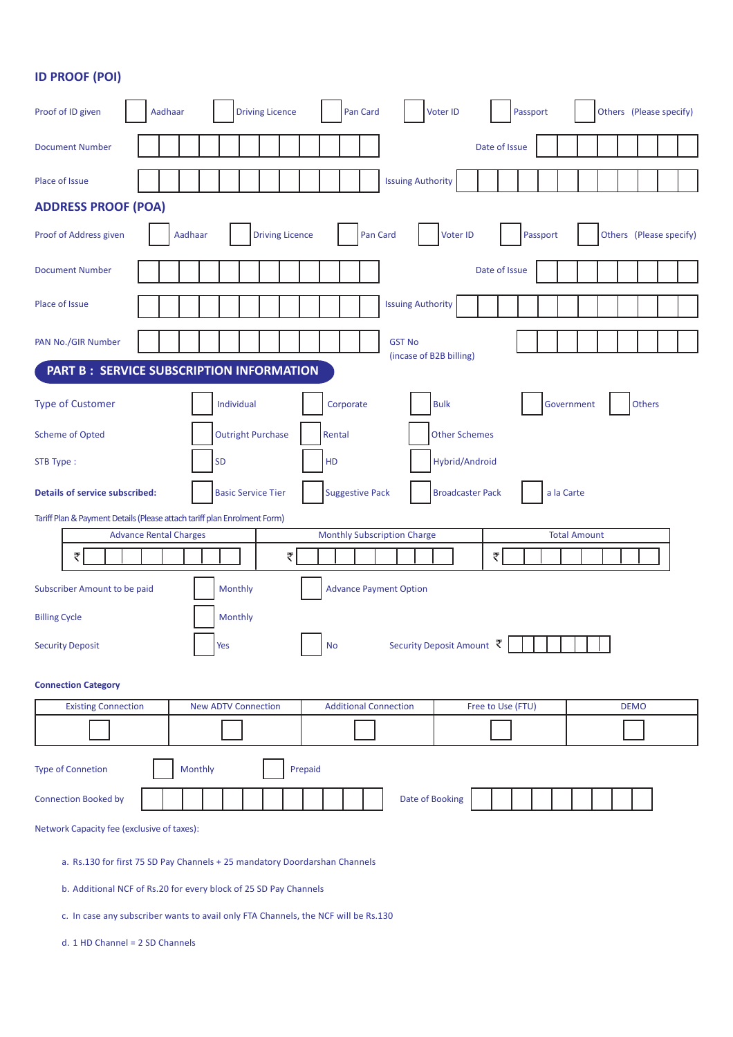## ID PROOF (POI)

Proof of ID given ☐ Aadhaar ☐ Driving Licence ☐ Pan Card ☐ Voter ID ☐ Passport ☐ Others (Please specify)

Document Number | | | | | | | | | | | | Date of Issue | | | | | | | | |

Place of Issue | | | | | | | | | | | | Issuing Authority | | | | | | | | | | | |

## ADDRESS PROOF (POA)

Proof of Address given ☐ Aadhaar ☐ Driving Licence ☐ Pan Card ☐ Voter ID ☐ Passport ☐ Others (Please specify)

Document Number | | | | | | | | | | | | Date of Issue | | | | | | | | |

Place of Issue | | | | | | | | | | | | Issuing Authority | | | | | | | | | | | |

PAN No./GIR Number | | | | | | | | | | | | GST No (incase of B2B billing) | | | | | | | | | |

## PART B : SERVICE SUBSCRIPTION INFORMATION

Type of Customer ☐ Individual ☐ Corporate ☐ Bulk ☐ Government ☐ Others

Scheme of Opted ☐ Outright Purchase ☐ Rental ☐ Other Schemes

STB Type : ☐ SD ☐ HD ☐ Hybrid/Android

**Details of service subscribed:** ☐ Basic Service Tier ☐ Suggestive Pack ☐ Broadcaster Pack ☐ a la Carte

Tariff Plan & Payment Details (Please attach tariff plan Enrolment Form)

| Advance Rental Charges | Monthly Subscription Charge | Total Amount |
|---|---|---|
| ₹ | ₹ | ₹ |

Subscriber Amount to be paid ☐ Monthly ☐ Advance Payment Option

Billing Cycle ☐ Monthly

Security Deposit ☐ Yes ☐ No Security Deposit Amount ₹ | | | | | | | | |

**Connection Category**

| Existing Connection | New ADTV Connection | Additional Connection | Free to Use (FTU) | DEMO |
|---|---|---|---|---|
| ☐ | ☐ | ☐ | ☐ | ☐ |

Type of Connetion ☐ Monthly ☐ Prepaid

Connection Booked by | | | | | | | | | | | | Date of Booking | | | | | | | | | |

Network Capacity fee (exclusive of taxes):

a. Rs.130 for first 75 SD Pay Channels + 25 mandatory Doordarshan Channels

b. Additional NCF of Rs.20 for every block of 25 SD Pay Channels

c. In case any subscriber wants to avail only FTA Channels, the NCF will be Rs.130

d. 1 HD Channel = 2 SD Channels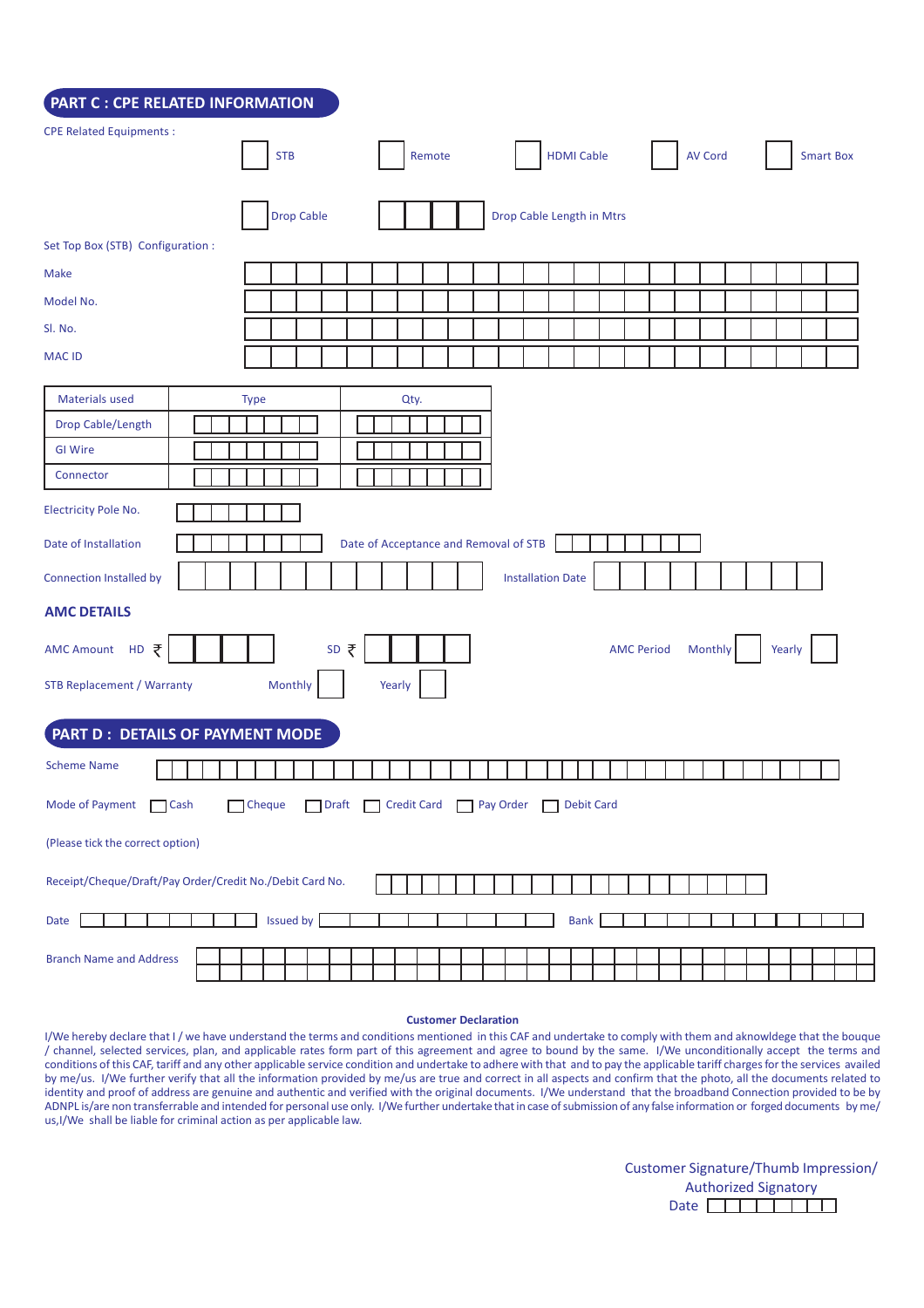## PART C : CPE RELATED INFORMATION

CPE Related Equipments :

☐ STB ☐ Remote ☐ HDMI Cable ☐ AV Cord ☐ Smart Box

☐ Drop Cable ☐☐☐☐ Drop Cable Length in Mtrs

Set Top Box (STB) Configuration :

Make

Model No.

Sl. No.

MAC ID

| Materials used | Type | Qty. |
|---|---|---|
| Drop Cable/Length | | |
| GI Wire | | |
| Connector | | |

Electricity Pole No.

Date of Installation

Date of Acceptance and Removal of STB

Connection Installed by

Installation Date

### AMC DETAILS

AMC Amount HD ₹ SD ₹

AMC Period Monthly ☐ Yearly ☐

STB Replacement / Warranty Monthly ☐ Yearly ☐

## PART D : DETAILS OF PAYMENT MODE

Scheme Name

Mode of Payment ☐ Cash ☐ Cheque ☐ Draft ☐ Credit Card ☐ Pay Order ☐ Debit Card

(Please tick the correct option)

Receipt/Cheque/Draft/Pay Order/Credit No./Debit Card No.

Date

Issued by

Bank

Branch Name and Address

**Customer Declaration**

I/We hereby declare that I / we have understand the terms and conditions mentioned in this CAF and undertake to comply with them and aknowldege that the bouque / channel, selected services, plan, and applicable rates form part of this agreement and agree to bound by the same. I/We unconditionally accept the terms and conditions of this CAF, tariff and any other applicable service condition and undertake to adhere with that and to pay the applicable tariff charges for the services availed by me/us. I/We further verify that all the information provided by me/us are true and correct in all aspects and confirm that the photo, all the documents related to identity and proof of address are genuine and authentic and verified with the original documents. I/We understand that the broadband Connection provided to be by ADNPL is/are non transferrable and intended for personal use only. I/We further undertake that in case of submission of any false information or forged documents by me/ us,I/We shall be liable for criminal action as per applicable law.

Customer Signature/Thumb Impression/
Authorized Signatory
Date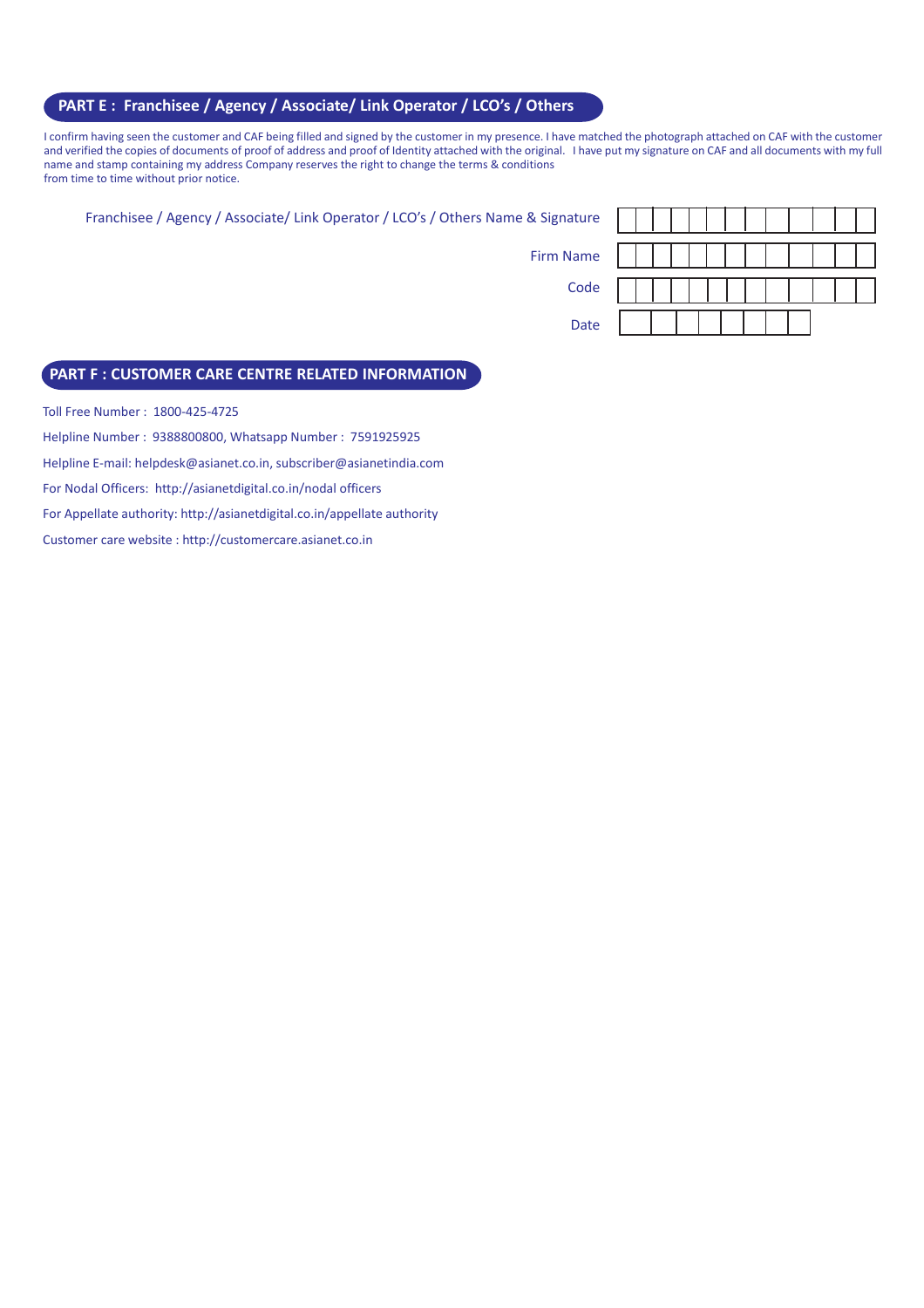## PART E : Franchisee / Agency / Associate/ Link Operator / LCO's / Others

I confirm having seen the customer and CAF being filled and signed by the customer in my presence. I have matched the photograph attached on CAF with the customer and verified the copies of documents of proof of address and proof of Identity attached with the original. I have put my signature on CAF and all documents with my full name and stamp containing my address Company reserves the right to change the terms & conditions from time to time without prior notice.

Franchisee / Agency / Associate/ Link Operator / LCO's / Others Name & Signature

Firm Name

Code

Date

## PART F : CUSTOMER CARE CENTRE RELATED INFORMATION

Toll Free Number : 1800-425-4725

Helpline Number : 9388800800, Whatsapp Number : 7591925925

Helpline E-mail: helpdesk@asianet.co.in, subscriber@asianetindia.com

For Nodal Officers: http://asianetdigital.co.in/nodal officers

For Appellate authority: http://asianetdigital.co.in/appellate authority

Customer care website : http://customercare.asianet.co.in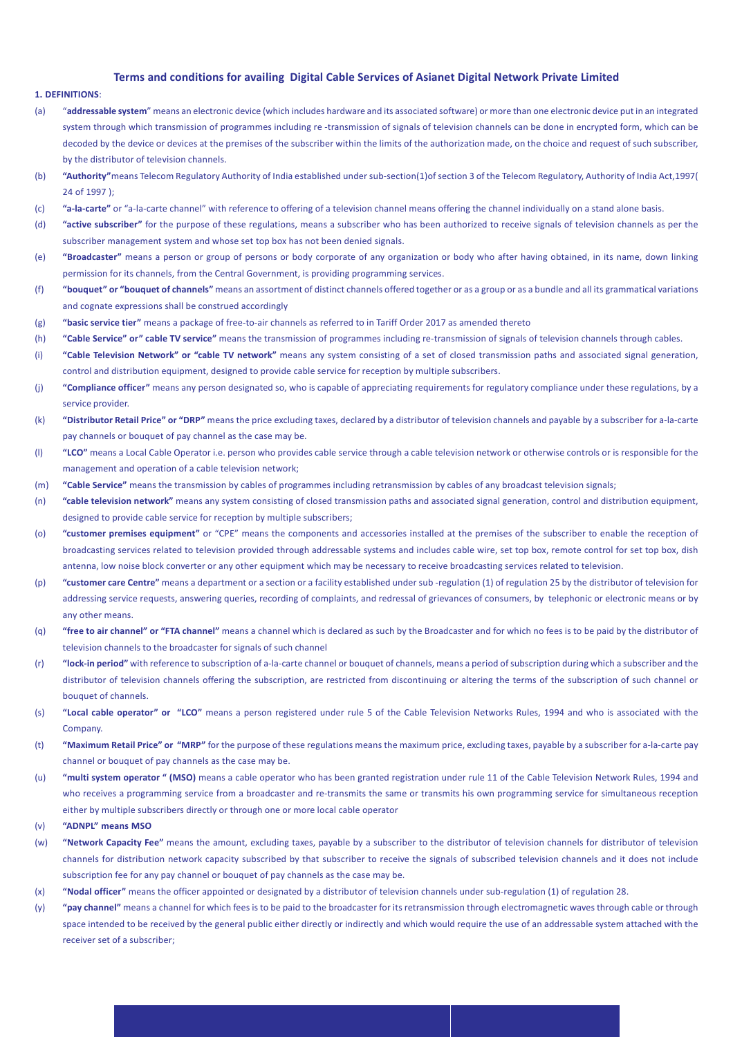## Terms and conditions for availing Digital Cable Services of Asianet Digital Network Private Limited

**1. DEFINITIONS**:

(a) "**addressable system**" means an electronic device (which includes hardware and its associated software) or more than one electronic device put in an integrated system through which transmission of programmes including re -transmission of signals of television channels can be done in encrypted form, which can be decoded by the device or devices at the premises of the subscriber within the limits of the authorization made, on the choice and request of such subscriber, by the distributor of television channels.

(b) **"Authority"**means Telecom Regulatory Authority of India established under sub-section(1)of section 3 of the Telecom Regulatory, Authority of India Act,1997( 24 of 1997 );

(c) **"a-la-carte"** or "a-la-carte channel" with reference to offering of a television channel means offering the channel individually on a stand alone basis.

(d) **"active subscriber"** for the purpose of these regulations, means a subscriber who has been authorized to receive signals of television channels as per the subscriber management system and whose set top box has not been denied signals.

(e) **"Broadcaster"** means a person or group of persons or body corporate of any organization or body who after having obtained, in its name, down linking permission for its channels, from the Central Government, is providing programming services.

(f) **"bouquet" or "bouquet of channels"** means an assortment of distinct channels offered together or as a group or as a bundle and all its grammatical variations and cognate expressions shall be construed accordingly

(g) **"basic service tier"** means a package of free-to-air channels as referred to in Tariff Order 2017 as amended thereto

(h) **"Cable Service" or" cable TV service"** means the transmission of programmes including re-transmission of signals of television channels through cables.

(i) **"Cable Television Network" or "cable TV network"** means any system consisting of a set of closed transmission paths and associated signal generation, control and distribution equipment, designed to provide cable service for reception by multiple subscribers.

(j) **"Compliance officer"** means any person designated so, who is capable of appreciating requirements for regulatory compliance under these regulations, by a service provider.

(k) **"Distributor Retail Price" or "DRP"** means the price excluding taxes, declared by a distributor of television channels and payable by a subscriber for a-la-carte pay channels or bouquet of pay channel as the case may be.

(l) **"LCO"** means a Local Cable Operator i.e. person who provides cable service through a cable television network or otherwise controls or is responsible for the management and operation of a cable television network;

(m) **"Cable Service"** means the transmission by cables of programmes including retransmission by cables of any broadcast television signals;

(n) **"cable television network"** means any system consisting of closed transmission paths and associated signal generation, control and distribution equipment, designed to provide cable service for reception by multiple subscribers;

(o) **"customer premises equipment"** or "CPE" means the components and accessories installed at the premises of the subscriber to enable the reception of broadcasting services related to television provided through addressable systems and includes cable wire, set top box, remote control for set top box, dish antenna, low noise block converter or any other equipment which may be necessary to receive broadcasting services related to television.

(p) **"customer care Centre"** means a department or a section or a facility established under sub -regulation (1) of regulation 25 by the distributor of television for addressing service requests, answering queries, recording of complaints, and redressal of grievances of consumers, by telephonic or electronic means or by any other means.

(q) **"free to air channel" or "FTA channel"** means a channel which is declared as such by the Broadcaster and for which no fees is to be paid by the distributor of television channels to the broadcaster for signals of such channel

(r) **"lock-in period"** with reference to subscription of a-la-carte channel or bouquet of channels, means a period of subscription during which a subscriber and the distributor of television channels offering the subscription, are restricted from discontinuing or altering the terms of the subscription of such channel or bouquet of channels.

(s) **"Local cable operator" or "LCO"** means a person registered under rule 5 of the Cable Television Networks Rules, 1994 and who is associated with the Company.

(t) **"Maximum Retail Price" or "MRP"** for the purpose of these regulations means the maximum price, excluding taxes, payable by a subscriber for a-la-carte pay channel or bouquet of pay channels as the case may be.

(u) **"multi system operator " (MSO)** means a cable operator who has been granted registration under rule 11 of the Cable Television Network Rules, 1994 and who receives a programming service from a broadcaster and re-transmits the same or transmits his own programming service for simultaneous reception either by multiple subscribers directly or through one or more local cable operator

(v) **"ADNPL" means MSO**

(w) **"Network Capacity Fee"** means the amount, excluding taxes, payable by a subscriber to the distributor of television channels for distributor of television channels for distribution network capacity subscribed by that subscriber to receive the signals of subscribed television channels and it does not include subscription fee for any pay channel or bouquet of pay channels as the case may be.

(x) **"Nodal officer"** means the officer appointed or designated by a distributor of television channels under sub-regulation (1) of regulation 28.

(y) **"pay channel"** means a channel for which fees is to be paid to the broadcaster for its retransmission through electromagnetic waves through cable or through space intended to be received by the general public either directly or indirectly and which would require the use of an addressable system attached with the receiver set of a subscriber;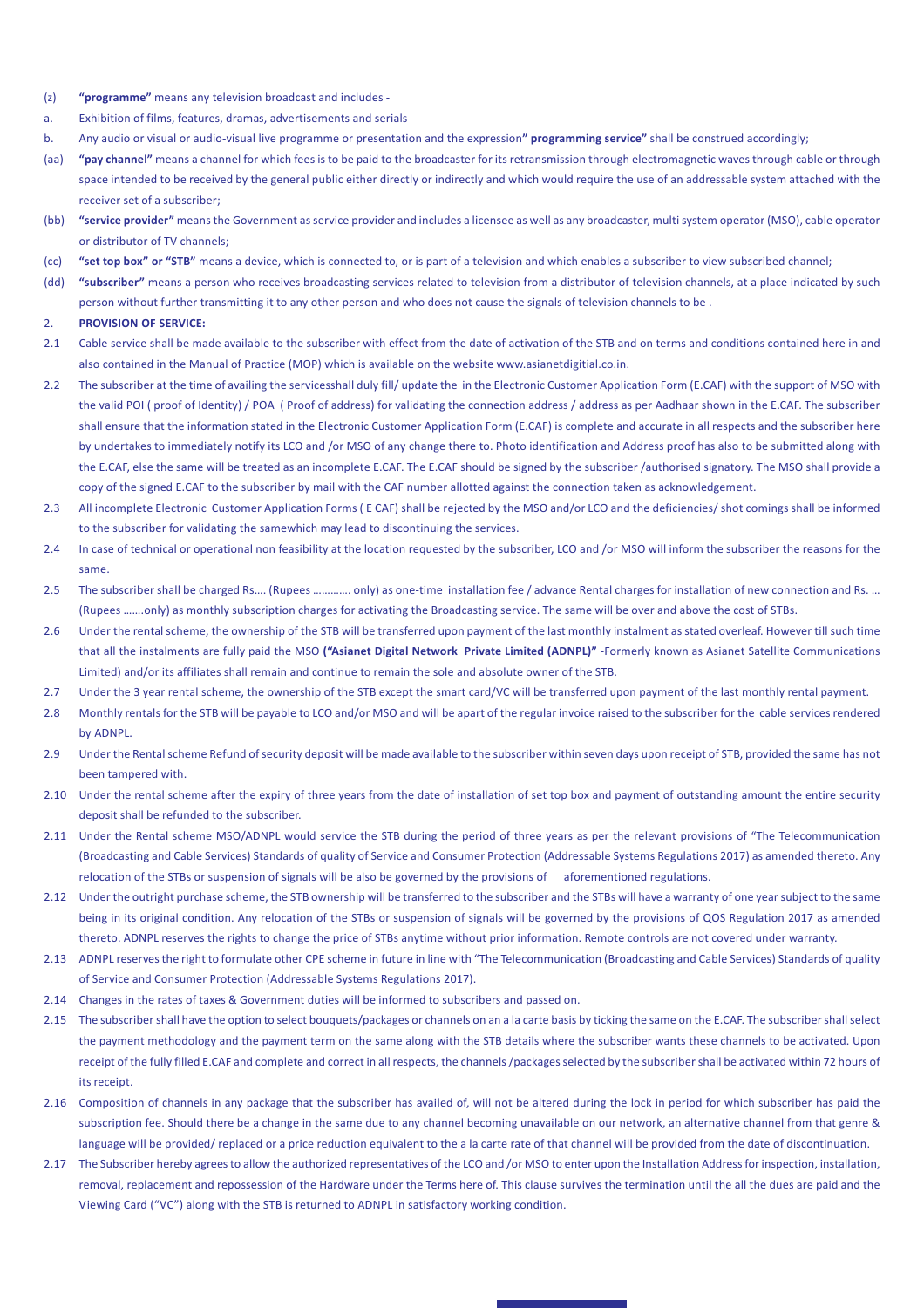(z) **"programme"** means any television broadcast and includes -

a. Exhibition of films, features, dramas, advertisements and serials

b. Any audio or visual or audio-visual live programme or presentation and the expression**" programming service"** shall be construed accordingly;

(aa) **"pay channel"** means a channel for which fees is to be paid to the broadcaster for its retransmission through electromagnetic waves through cable or through space intended to be received by the general public either directly or indirectly and which would require the use of an addressable system attached with the receiver set of a subscriber;

(bb) **"service provider"** means the Government as service provider and includes a licensee as well as any broadcaster, multi system operator (MSO), cable operator or distributor of TV channels;

(cc) **"set top box" or "STB"** means a device, which is connected to, or is part of a television and which enables a subscriber to view subscribed channel;

(dd) **"subscriber"** means a person who receives broadcasting services related to television from a distributor of television channels, at a place indicated by such person without further transmitting it to any other person and who does not cause the signals of television channels to be .

## 2. PROVISION OF SERVICE:

2.1 Cable service shall be made available to the subscriber with effect from the date of activation of the STB and on terms and conditions contained here in and also contained in the Manual of Practice (MOP) which is available on the website www.asianetdigitial.co.in.

2.2 The subscriber at the time of availing the servicesshall duly fill/ update the in the Electronic Customer Application Form (E.CAF) with the support of MSO with the valid POI ( proof of Identity) / POA ( Proof of address) for validating the connection address / address as per Aadhaar shown in the E.CAF. The subscriber shall ensure that the information stated in the Electronic Customer Application Form (E.CAF) is complete and accurate in all respects and the subscriber here by undertakes to immediately notify its LCO and /or MSO of any change there to. Photo identification and Address proof has also to be submitted along with the E.CAF, else the same will be treated as an incomplete E.CAF. The E.CAF should be signed by the subscriber /authorised signatory. The MSO shall provide a copy of the signed E.CAF to the subscriber by mail with the CAF number allotted against the connection taken as acknowledgement.

2.3 All incomplete Electronic Customer Application Forms ( E CAF) shall be rejected by the MSO and/or LCO and the deficiencies/ shot comings shall be informed to the subscriber for validating the samewhich may lead to discontinuing the services.

2.4 In case of technical or operational non feasibility at the location requested by the subscriber, LCO and /or MSO will inform the subscriber the reasons for the same.

2.5 The subscriber shall be charged Rs.... (Rupees ............ only) as one-time installation fee / advance Rental charges for installation of new connection and Rs. ... (Rupees .......only) as monthly subscription charges for activating the Broadcasting service. The same will be over and above the cost of STBs.

2.6 Under the rental scheme, the ownership of the STB will be transferred upon payment of the last monthly instalment as stated overleaf. However till such time that all the instalments are fully paid the MSO **("Asianet Digital Network Private Limited (ADNPL)"** -Formerly known as Asianet Satellite Communications Limited) and/or its affiliates shall remain and continue to remain the sole and absolute owner of the STB.

2.7 Under the 3 year rental scheme, the ownership of the STB except the smart card/VC will be transferred upon payment of the last monthly rental payment.

2.8 Monthly rentals for the STB will be payable to LCO and/or MSO and will be apart of the regular invoice raised to the subscriber for the cable services rendered by ADNPL.

2.9 Under the Rental scheme Refund of security deposit will be made available to the subscriber within seven days upon receipt of STB, provided the same has not been tampered with.

2.10 Under the rental scheme after the expiry of three years from the date of installation of set top box and payment of outstanding amount the entire security deposit shall be refunded to the subscriber.

2.11 Under the Rental scheme MSO/ADNPL would service the STB during the period of three years as per the relevant provisions of "The Telecommunication (Broadcasting and Cable Services) Standards of quality of Service and Consumer Protection (Addressable Systems Regulations 2017) as amended thereto. Any relocation of the STBs or suspension of signals will be also be governed by the provisions of aforementioned regulations.

2.12 Under the outright purchase scheme, the STB ownership will be transferred to the subscriber and the STBs will have a warranty of one year subject to the same being in its original condition. Any relocation of the STBs or suspension of signals will be governed by the provisions of QOS Regulation 2017 as amended thereto. ADNPL reserves the rights to change the price of STBs anytime without prior information. Remote controls are not covered under warranty.

2.13 ADNPL reserves the right to formulate other CPE scheme in future in line with "The Telecommunication (Broadcasting and Cable Services) Standards of quality of Service and Consumer Protection (Addressable Systems Regulations 2017).

2.14 Changes in the rates of taxes & Government duties will be informed to subscribers and passed on.

2.15 The subscriber shall have the option to select bouquets/packages or channels on an a la carte basis by ticking the same on the E.CAF. The subscriber shall select the payment methodology and the payment term on the same along with the STB details where the subscriber wants these channels to be activated. Upon receipt of the fully filled E.CAF and complete and correct in all respects, the channels /packages selected by the subscriber shall be activated within 72 hours of its receipt.

2.16 Composition of channels in any package that the subscriber has availed of, will not be altered during the lock in period for which subscriber has paid the subscription fee. Should there be a change in the same due to any channel becoming unavailable on our network, an alternative channel from that genre & language will be provided/ replaced or a price reduction equivalent to the a la carte rate of that channel will be provided from the date of discontinuation.

2.17 The Subscriber hereby agrees to allow the authorized representatives of the LCO and /or MSO to enter upon the Installation Address for inspection, installation, removal, replacement and repossession of the Hardware under the Terms here of. This clause survives the termination until the all the dues are paid and the Viewing Card ("VC") along with the STB is returned to ADNPL in satisfactory working condition.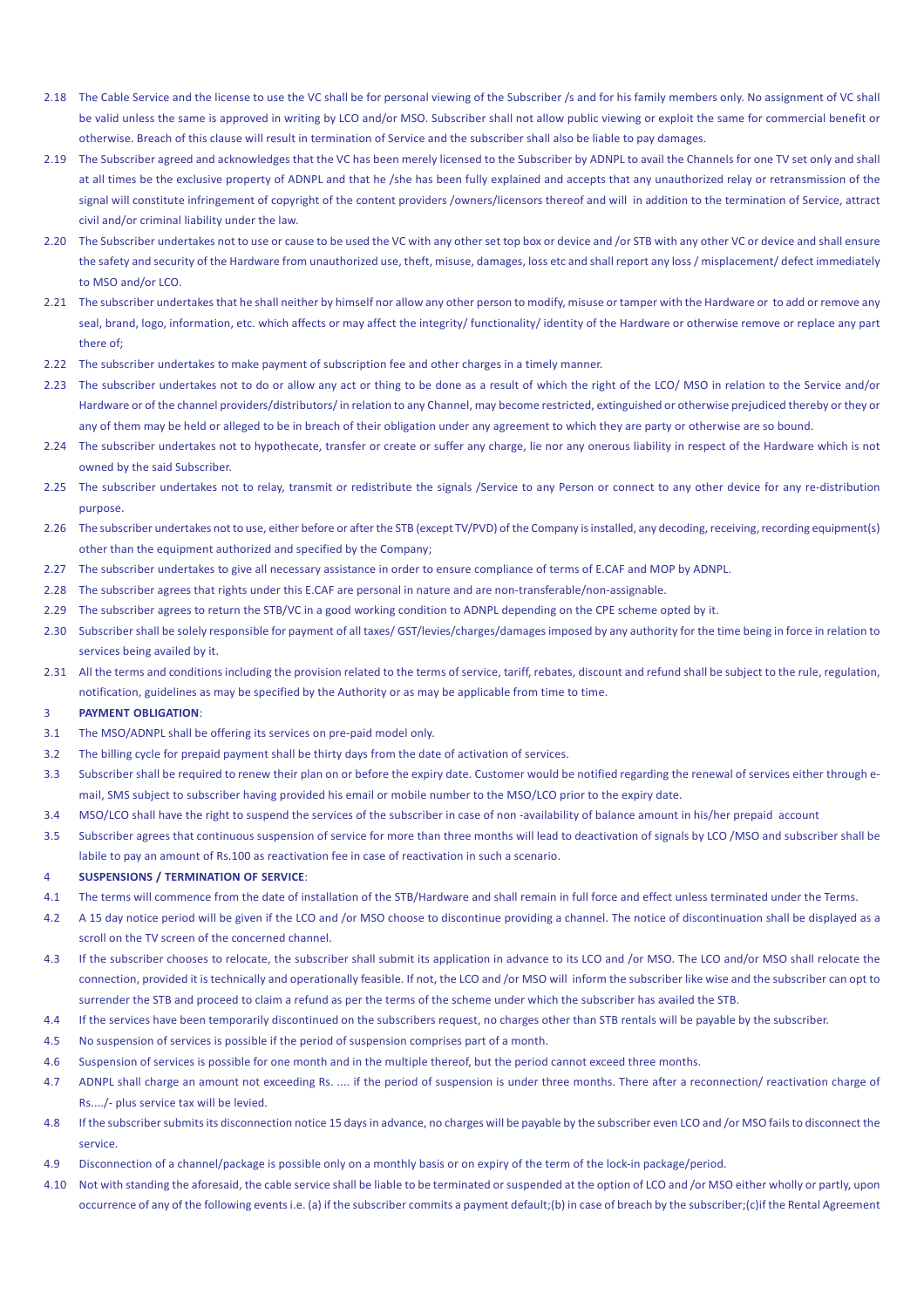2.18 The Cable Service and the license to use the VC shall be for personal viewing of the Subscriber /s and for his family members only. No assignment of VC shall be valid unless the same is approved in writing by LCO and/or MSO. Subscriber shall not allow public viewing or exploit the same for commercial benefit or otherwise. Breach of this clause will result in termination of Service and the subscriber shall also be liable to pay damages.

2.19 The Subscriber agreed and acknowledges that the VC has been merely licensed to the Subscriber by ADNPL to avail the Channels for one TV set only and shall at all times be the exclusive property of ADNPL and that he /she has been fully explained and accepts that any unauthorized relay or retransmission of the signal will constitute infringement of copyright of the content providers /owners/licensors thereof and will in addition to the termination of Service, attract civil and/or criminal liability under the law.

2.20 The Subscriber undertakes not to use or cause to be used the VC with any other set top box or device and /or STB with any other VC or device and shall ensure the safety and security of the Hardware from unauthorized use, theft, misuse, damages, loss etc and shall report any loss / misplacement/ defect immediately to MSO and/or LCO.

2.21 The subscriber undertakes that he shall neither by himself nor allow any other person to modify, misuse or tamper with the Hardware or to add or remove any seal, brand, logo, information, etc. which affects or may affect the integrity/ functionality/ identity of the Hardware or otherwise remove or replace any part there of;

2.22 The subscriber undertakes to make payment of subscription fee and other charges in a timely manner.

2.23 The subscriber undertakes not to do or allow any act or thing to be done as a result of which the right of the LCO/ MSO in relation to the Service and/or Hardware or of the channel providers/distributors/ in relation to any Channel, may become restricted, extinguished or otherwise prejudiced thereby or they or any of them may be held or alleged to be in breach of their obligation under any agreement to which they are party or otherwise are so bound.

2.24 The subscriber undertakes not to hypothecate, transfer or create or suffer any charge, lie nor any onerous liability in respect of the Hardware which is not owned by the said Subscriber.

2.25 The subscriber undertakes not to relay, transmit or redistribute the signals /Service to any Person or connect to any other device for any re-distribution purpose.

2.26 The subscriber undertakes not to use, either before or after the STB (except TV/PVD) of the Company is installed, any decoding, receiving, recording equipment(s) other than the equipment authorized and specified by the Company;

2.27 The subscriber undertakes to give all necessary assistance in order to ensure compliance of terms of E.CAF and MOP by ADNPL.

2.28 The subscriber agrees that rights under this E.CAF are personal in nature and are non-transferable/non-assignable.

2.29 The subscriber agrees to return the STB/VC in a good working condition to ADNPL depending on the CPE scheme opted by it.

2.30 Subscriber shall be solely responsible for payment of all taxes/ GST/levies/charges/damages imposed by any authority for the time being in force in relation to services being availed by it.

2.31 All the terms and conditions including the provision related to the terms of service, tariff, rebates, discount and refund shall be subject to the rule, regulation, notification, guidelines as may be specified by the Authority or as may be applicable from time to time.

## 3 PAYMENT OBLIGATION:

3.1 The MSO/ADNPL shall be offering its services on pre-paid model only.

3.2 The billing cycle for prepaid payment shall be thirty days from the date of activation of services.

3.3 Subscriber shall be required to renew their plan on or before the expiry date. Customer would be notified regarding the renewal of services either through e-mail, SMS subject to subscriber having provided his email or mobile number to the MSO/LCO prior to the expiry date.

3.4 MSO/LCO shall have the right to suspend the services of the subscriber in case of non -availability of balance amount in his/her prepaid account

3.5 Subscriber agrees that continuous suspension of service for more than three months will lead to deactivation of signals by LCO /MSO and subscriber shall be labile to pay an amount of Rs.100 as reactivation fee in case of reactivation in such a scenario.

## 4 SUSPENSIONS / TERMINATION OF SERVICE:

4.1 The terms will commence from the date of installation of the STB/Hardware and shall remain in full force and effect unless terminated under the Terms.

4.2 A 15 day notice period will be given if the LCO and /or MSO choose to discontinue providing a channel. The notice of discontinuation shall be displayed as a scroll on the TV screen of the concerned channel.

4.3 If the subscriber chooses to relocate, the subscriber shall submit its application in advance to its LCO and /or MSO. The LCO and/or MSO shall relocate the connection, provided it is technically and operationally feasible. If not, the LCO and /or MSO will inform the subscriber like wise and the subscriber can opt to surrender the STB and proceed to claim a refund as per the terms of the scheme under which the subscriber has availed the STB.

4.4 If the services have been temporarily discontinued on the subscribers request, no charges other than STB rentals will be payable by the subscriber.

4.5 No suspension of services is possible if the period of suspension comprises part of a month.

4.6 Suspension of services is possible for one month and in the multiple thereof, but the period cannot exceed three months.

4.7 ADNPL shall charge an amount not exceeding Rs. .... if the period of suspension is under three months. There after a reconnection/ reactivation charge of Rs..../- plus service tax will be levied.

4.8 If the subscriber submits its disconnection notice 15 days in advance, no charges will be payable by the subscriber even LCO and /or MSO fails to disconnect the service.

4.9 Disconnection of a channel/package is possible only on a monthly basis or on expiry of the term of the lock-in package/period.

4.10 Not with standing the aforesaid, the cable service shall be liable to be terminated or suspended at the option of LCO and /or MSO either wholly or partly, upon occurrence of any of the following events i.e. (a) if the subscriber commits a payment default;(b) in case of breach by the subscriber;(c)if the Rental Agreement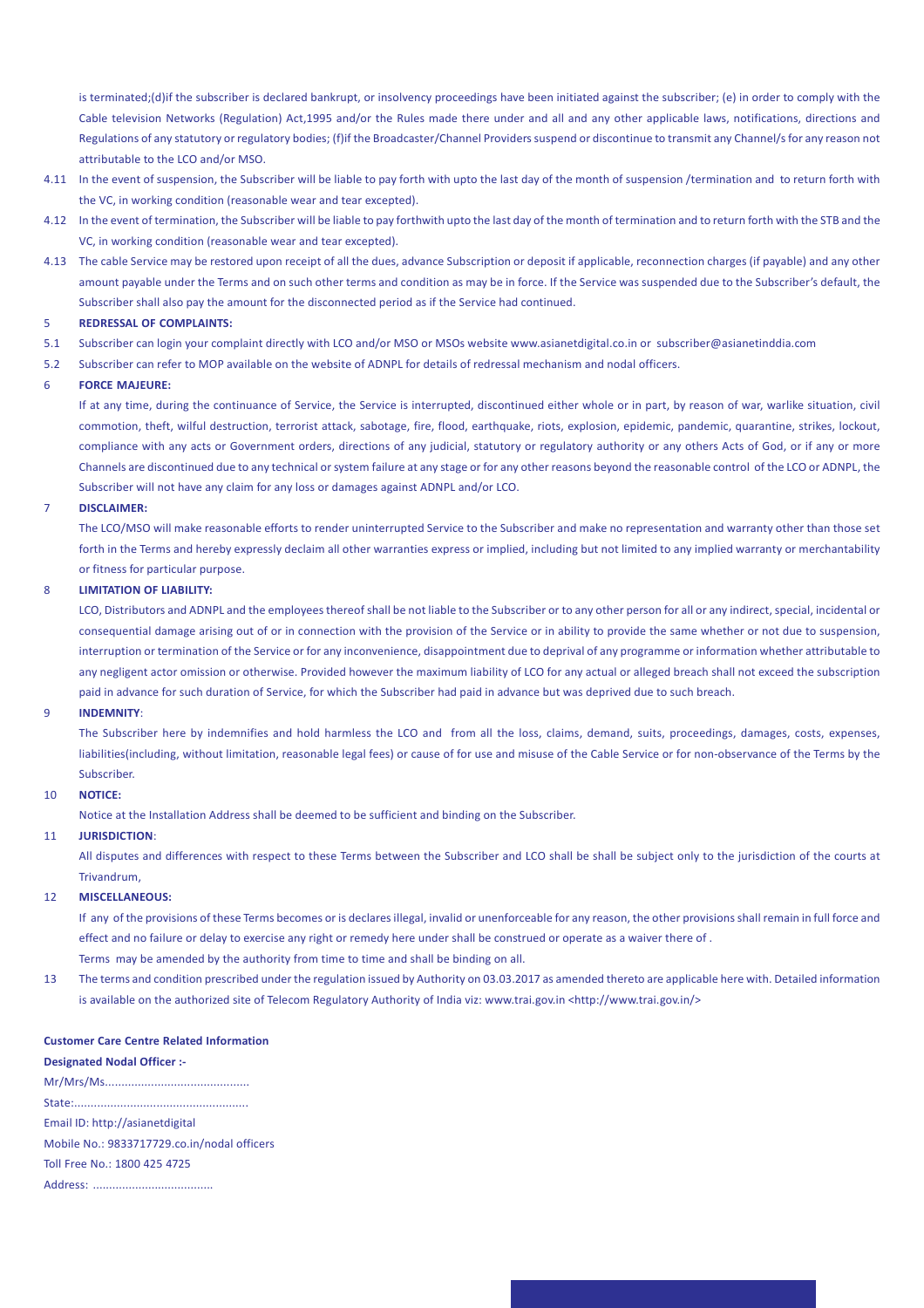is terminated;(d)if the subscriber is declared bankrupt, or insolvency proceedings have been initiated against the subscriber; (e) in order to comply with the Cable television Networks (Regulation) Act,1995 and/or the Rules made there under and all and any other applicable laws, notifications, directions and Regulations of any statutory or regulatory bodies; (f)if the Broadcaster/Channel Providers suspend or discontinue to transmit any Channel/s for any reason not attributable to the LCO and/or MSO.

4.11 In the event of suspension, the Subscriber will be liable to pay forth with upto the last day of the month of suspension /termination and to return forth with the VC, in working condition (reasonable wear and tear excepted).

4.12 In the event of termination, the Subscriber will be liable to pay forthwith upto the last day of the month of termination and to return forth with the STB and the VC, in working condition (reasonable wear and tear excepted).

4.13 The cable Service may be restored upon receipt of all the dues, advance Subscription or deposit if applicable, reconnection charges (if payable) and any other amount payable under the Terms and on such other terms and condition as may be in force. If the Service was suspended due to the Subscriber's default, the Subscriber shall also pay the amount for the disconnected period as if the Service had continued.

5 **REDRESSAL OF COMPLAINTS:**

5.1 Subscriber can login your complaint directly with LCO and/or MSO or MSOs website www.asianetdigital.co.in or subscriber@asianetinddia.com

5.2 Subscriber can refer to MOP available on the website of ADNPL for details of redressal mechanism and nodal officers.

6 **FORCE MAJEURE:**

If at any time, during the continuance of Service, the Service is interrupted, discontinued either whole or in part, by reason of war, warlike situation, civil commotion, theft, wilful destruction, terrorist attack, sabotage, fire, flood, earthquake, riots, explosion, epidemic, pandemic, quarantine, strikes, lockout, compliance with any acts or Government orders, directions of any judicial, statutory or regulatory authority or any others Acts of God, or if any or more Channels are discontinued due to any technical or system failure at any stage or for any other reasons beyond the reasonable control of the LCO or ADNPL, the Subscriber will not have any claim for any loss or damages against ADNPL and/or LCO.

7 **DISCLAIMER:**

The LCO/MSO will make reasonable efforts to render uninterrupted Service to the Subscriber and make no representation and warranty other than those set forth in the Terms and hereby expressly declaim all other warranties express or implied, including but not limited to any implied warranty or merchantability or fitness for particular purpose.

8 **LIMITATION OF LIABILITY:**

LCO, Distributors and ADNPL and the employees thereof shall be not liable to the Subscriber or to any other person for all or any indirect, special, incidental or consequential damage arising out of or in connection with the provision of the Service or in ability to provide the same whether or not due to suspension, interruption or termination of the Service or for any inconvenience, disappointment due to deprival of any programme or information whether attributable to any negligent actor omission or otherwise. Provided however the maximum liability of LCO for any actual or alleged breach shall not exceed the subscription paid in advance for such duration of Service, for which the Subscriber had paid in advance but was deprived due to such breach.

9 **INDEMNITY**:

The Subscriber here by indemnifies and hold harmless the LCO and from all the loss, claims, demand, suits, proceedings, damages, costs, expenses, liabilities(including, without limitation, reasonable legal fees) or cause of for use and misuse of the Cable Service or for non-observance of the Terms by the Subscriber.

10 **NOTICE:**

Notice at the Installation Address shall be deemed to be sufficient and binding on the Subscriber.

11 **JURISDICTION**:

All disputes and differences with respect to these Terms between the Subscriber and LCO shall be shall be subject only to the jurisdiction of the courts at Trivandrum,

12 **MISCELLANEOUS:**

If any of the provisions of these Terms becomes or is declares illegal, invalid or unenforceable for any reason, the other provisions shall remain in full force and effect and no failure or delay to exercise any right or remedy here under shall be construed or operate as a waiver there of .

Terms may be amended by the authority from time to time and shall be binding on all.

13 The terms and condition prescribed under the regulation issued by Authority on 03.03.2017 as amended thereto are applicable here with. Detailed information is available on the authorized site of Telecom Regulatory Authority of India viz: www.trai.gov.in <http://www.trai.gov.in/>

**Customer Care Centre Related Information**

**Designated Nodal Officer :-**

Mr/Mrs/Ms............................................

State:....................................................

Email ID: http://asianetdigital

Mobile No.: 9833717729.co.in/nodal officers

Toll Free No.: 1800 425 4725

Address: ....................................